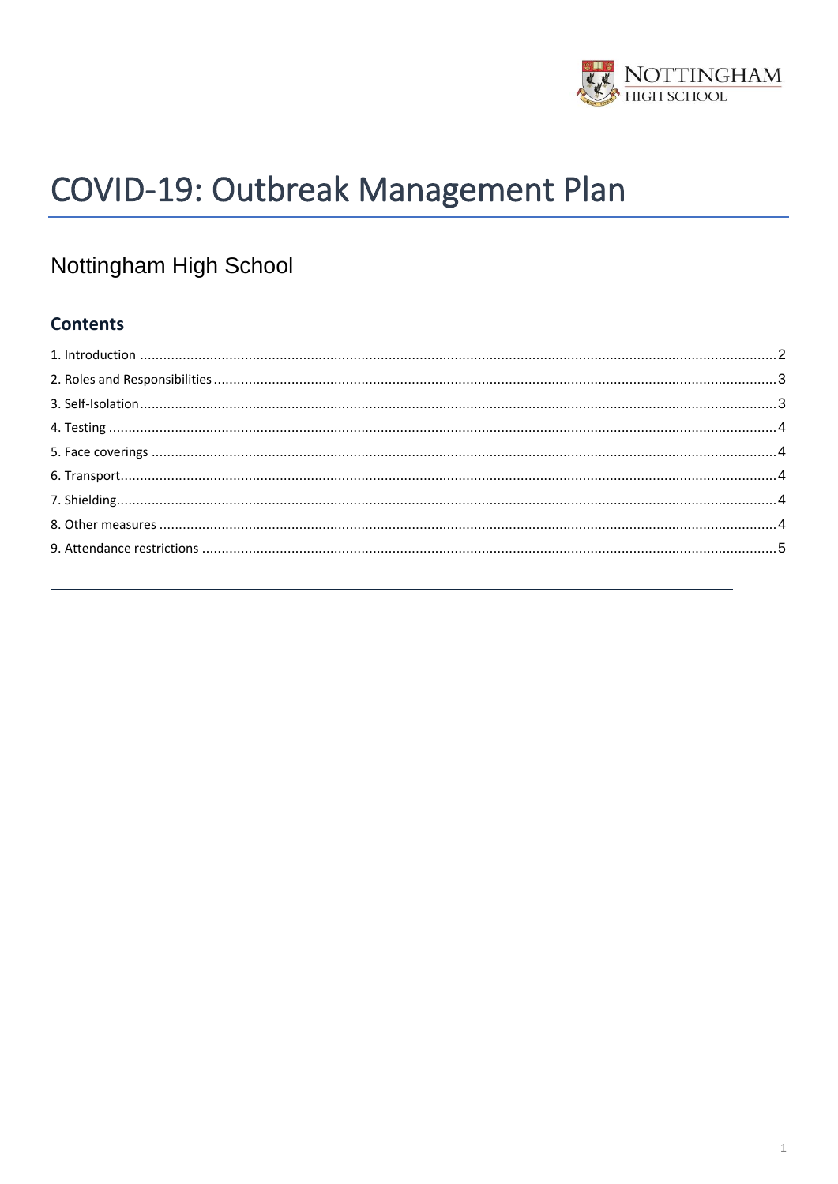# COVID-19: Outbreak Management Plan

## Nottingham High School

### Contents

1. Introduction ..... 2
2. Roles and Responsibilities ..... 3
3. Self-Isolation ..... 3
4. Testing ..... 4
5. Face coverings ..... 4
6. Transport ..... 4
7. Shielding ..... 4
8. Other measures ..... 4
9. Attendance restrictions ..... 5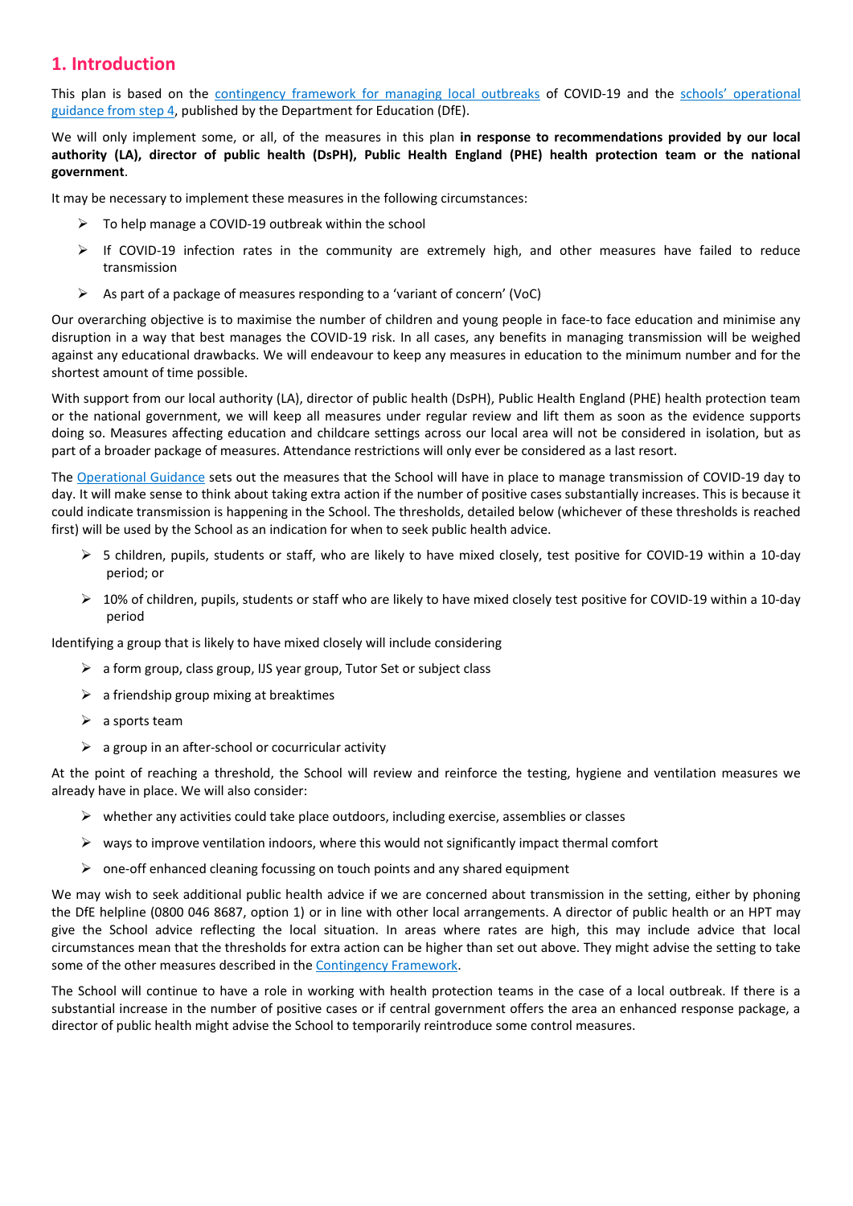## 1. Introduction

This plan is based on the [contingency framework for managing local outbreaks] of COVID-19 and the [schools' operational guidance from step 4], published by the Department for Education (DfE).

We will only implement some, or all, of the measures in this plan **in response to recommendations provided by our local authority (LA), director of public health (DsPH), Public Health England (PHE) health protection team or the national government**.

It may be necessary to implement these measures in the following circumstances:

- To help manage a COVID-19 outbreak within the school
- If COVID-19 infection rates in the community are extremely high, and other measures have failed to reduce transmission
- As part of a package of measures responding to a 'variant of concern' (VoC)

Our overarching objective is to maximise the number of children and young people in face-to face education and minimise any disruption in a way that best manages the COVID-19 risk. In all cases, any benefits in managing transmission will be weighed against any educational drawbacks. We will endeavour to keep any measures in education to the minimum number and for the shortest amount of time possible.

With support from our local authority (LA), director of public health (DsPH), Public Health England (PHE) health protection team or the national government, we will keep all measures under regular review and lift them as soon as the evidence supports doing so. Measures affecting education and childcare settings across our local area will not be considered in isolation, but as part of a broader package of measures. Attendance restrictions will only ever be considered as a last resort.

The [Operational Guidance] sets out the measures that the School will have in place to manage transmission of COVID-19 day to day. It will make sense to think about taking extra action if the number of positive cases substantially increases. This is because it could indicate transmission is happening in the School. The thresholds, detailed below (whichever of these thresholds is reached first) will be used by the School as an indication for when to seek public health advice.

- 5 children, pupils, students or staff, who are likely to have mixed closely, test positive for COVID-19 within a 10-day period; or
- 10% of children, pupils, students or staff who are likely to have mixed closely test positive for COVID-19 within a 10-day period

Identifying a group that is likely to have mixed closely will include considering

- a form group, class group, IJS year group, Tutor Set or subject class
- a friendship group mixing at breaktimes
- a sports team
- a group in an after-school or cocurricular activity

At the point of reaching a threshold, the School will review and reinforce the testing, hygiene and ventilation measures we already have in place. We will also consider:

- whether any activities could take place outdoors, including exercise, assemblies or classes
- ways to improve ventilation indoors, where this would not significantly impact thermal comfort
- one-off enhanced cleaning focussing on touch points and any shared equipment

We may wish to seek additional public health advice if we are concerned about transmission in the setting, either by phoning the DfE helpline (0800 046 8687, option 1) or in line with other local arrangements. A director of public health or an HPT may give the School advice reflecting the local situation. In areas where rates are high, this may include advice that local circumstances mean that the thresholds for extra action can be higher than set out above. They might advise the setting to take some of the other measures described in the [Contingency Framework].

The School will continue to have a role in working with health protection teams in the case of a local outbreak. If there is a substantial increase in the number of positive cases or if central government offers the area an enhanced response package, a director of public health might advise the School to temporarily reintroduce some control measures.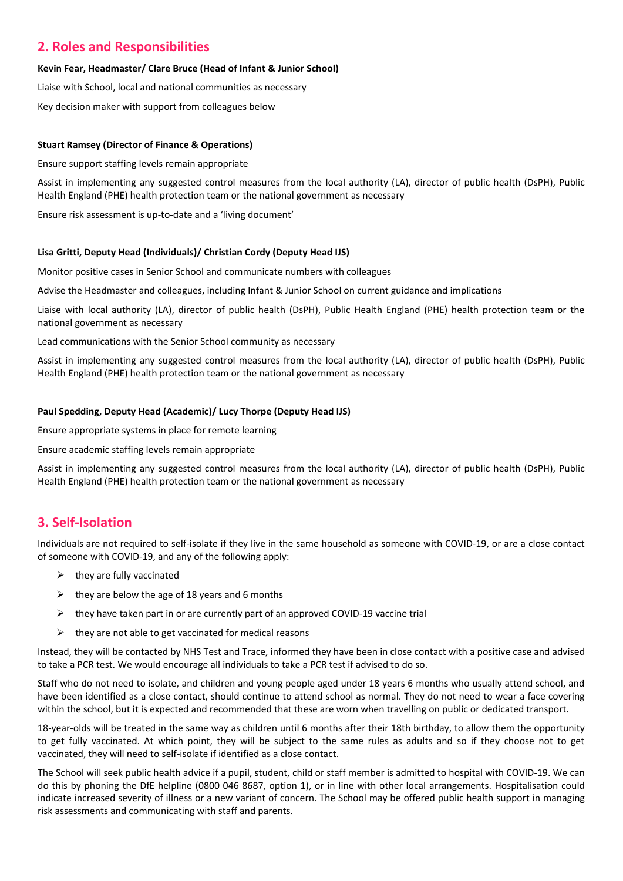## 2. Roles and Responsibilities

**Kevin Fear, Headmaster/ Clare Bruce (Head of Infant & Junior School)**

Liaise with School, local and national communities as necessary

Key decision maker with support from colleagues below

**Stuart Ramsey (Director of Finance & Operations)**

Ensure support staffing levels remain appropriate

Assist in implementing any suggested control measures from the local authority (LA), director of public health (DsPH), Public Health England (PHE) health protection team or the national government as necessary

Ensure risk assessment is up-to-date and a 'living document'

**Lisa Gritti, Deputy Head (Individuals)/ Christian Cordy (Deputy Head IJS)**

Monitor positive cases in Senior School and communicate numbers with colleagues

Advise the Headmaster and colleagues, including Infant & Junior School on current guidance and implications

Liaise with local authority (LA), director of public health (DsPH), Public Health England (PHE) health protection team or the national government as necessary

Lead communications with the Senior School community as necessary

Assist in implementing any suggested control measures from the local authority (LA), director of public health (DsPH), Public Health England (PHE) health protection team or the national government as necessary

**Paul Spedding, Deputy Head (Academic)/ Lucy Thorpe (Deputy Head IJS)**

Ensure appropriate systems in place for remote learning

Ensure academic staffing levels remain appropriate

Assist in implementing any suggested control measures from the local authority (LA), director of public health (DsPH), Public Health England (PHE) health protection team or the national government as necessary

## 3. Self-Isolation

Individuals are not required to self-isolate if they live in the same household as someone with COVID-19, or are a close contact of someone with COVID-19, and any of the following apply:

- they are fully vaccinated
- they are below the age of 18 years and 6 months
- they have taken part in or are currently part of an approved COVID-19 vaccine trial
- they are not able to get vaccinated for medical reasons

Instead, they will be contacted by NHS Test and Trace, informed they have been in close contact with a positive case and advised to take a PCR test. We would encourage all individuals to take a PCR test if advised to do so.

Staff who do not need to isolate, and children and young people aged under 18 years 6 months who usually attend school, and have been identified as a close contact, should continue to attend school as normal. They do not need to wear a face covering within the school, but it is expected and recommended that these are worn when travelling on public or dedicated transport.

18-year-olds will be treated in the same way as children until 6 months after their 18th birthday, to allow them the opportunity to get fully vaccinated. At which point, they will be subject to the same rules as adults and so if they choose not to get vaccinated, they will need to self-isolate if identified as a close contact.

The School will seek public health advice if a pupil, student, child or staff member is admitted to hospital with COVID-19. We can do this by phoning the DfE helpline (0800 046 8687, option 1), or in line with other local arrangements. Hospitalisation could indicate increased severity of illness or a new variant of concern. The School may be offered public health support in managing risk assessments and communicating with staff and parents.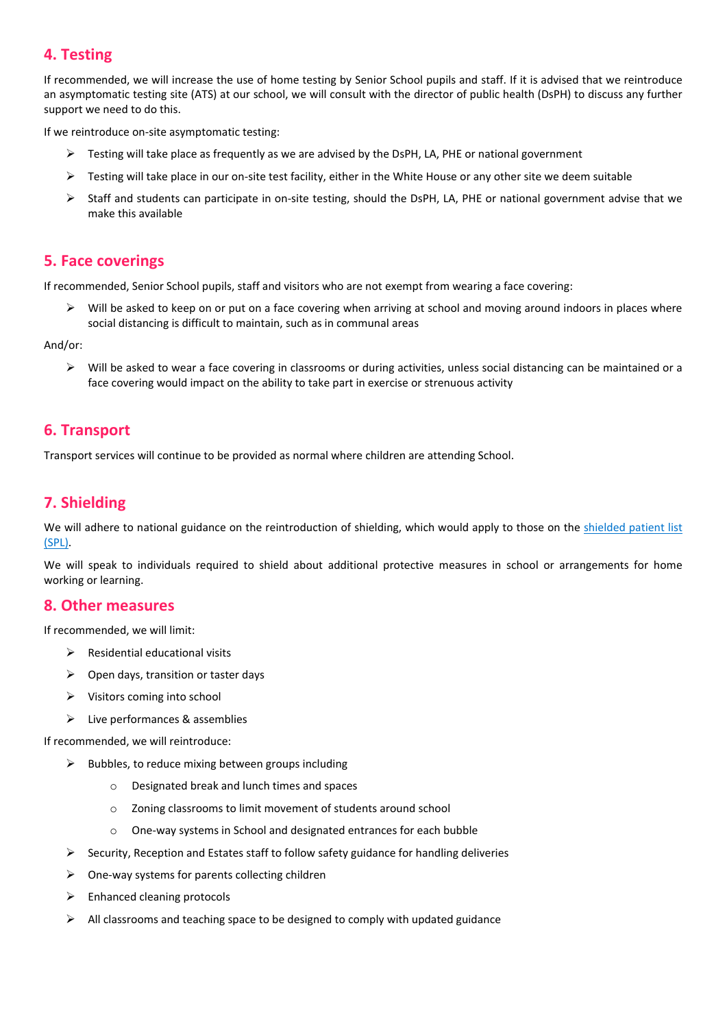## 4. Testing

If recommended, we will increase the use of home testing by Senior School pupils and staff. If it is advised that we reintroduce an asymptomatic testing site (ATS) at our school, we will consult with the director of public health (DsPH) to discuss any further support we need to do this.

If we reintroduce on-site asymptomatic testing:

- Testing will take place as frequently as we are advised by the DsPH, LA, PHE or national government
- Testing will take place in our on-site test facility, either in the White House or any other site we deem suitable
- Staff and students can participate in on-site testing, should the DsPH, LA, PHE or national government advise that we make this available

## 5. Face coverings

If recommended, Senior School pupils, staff and visitors who are not exempt from wearing a face covering:

- Will be asked to keep on or put on a face covering when arriving at school and moving around indoors in places where social distancing is difficult to maintain, such as in communal areas

And/or:

- Will be asked to wear a face covering in classrooms or during activities, unless social distancing can be maintained or a face covering would impact on the ability to take part in exercise or strenuous activity

## 6. Transport

Transport services will continue to be provided as normal where children are attending School.

## 7. Shielding

We will adhere to national guidance on the reintroduction of shielding, which would apply to those on the [shielded patient list (SPL)](#).

We will speak to individuals required to shield about additional protective measures in school or arrangements for home working or learning.

## 8. Other measures

If recommended, we will limit:

- Residential educational visits
- Open days, transition or taster days
- Visitors coming into school
- Live performances & assemblies

If recommended, we will reintroduce:

- Bubbles, to reduce mixing between groups including
  - Designated break and lunch times and spaces
  - Zoning classrooms to limit movement of students around school
  - One-way systems in School and designated entrances for each bubble
- Security, Reception and Estates staff to follow safety guidance for handling deliveries
- One-way systems for parents collecting children
- Enhanced cleaning protocols
- All classrooms and teaching space to be designed to comply with updated guidance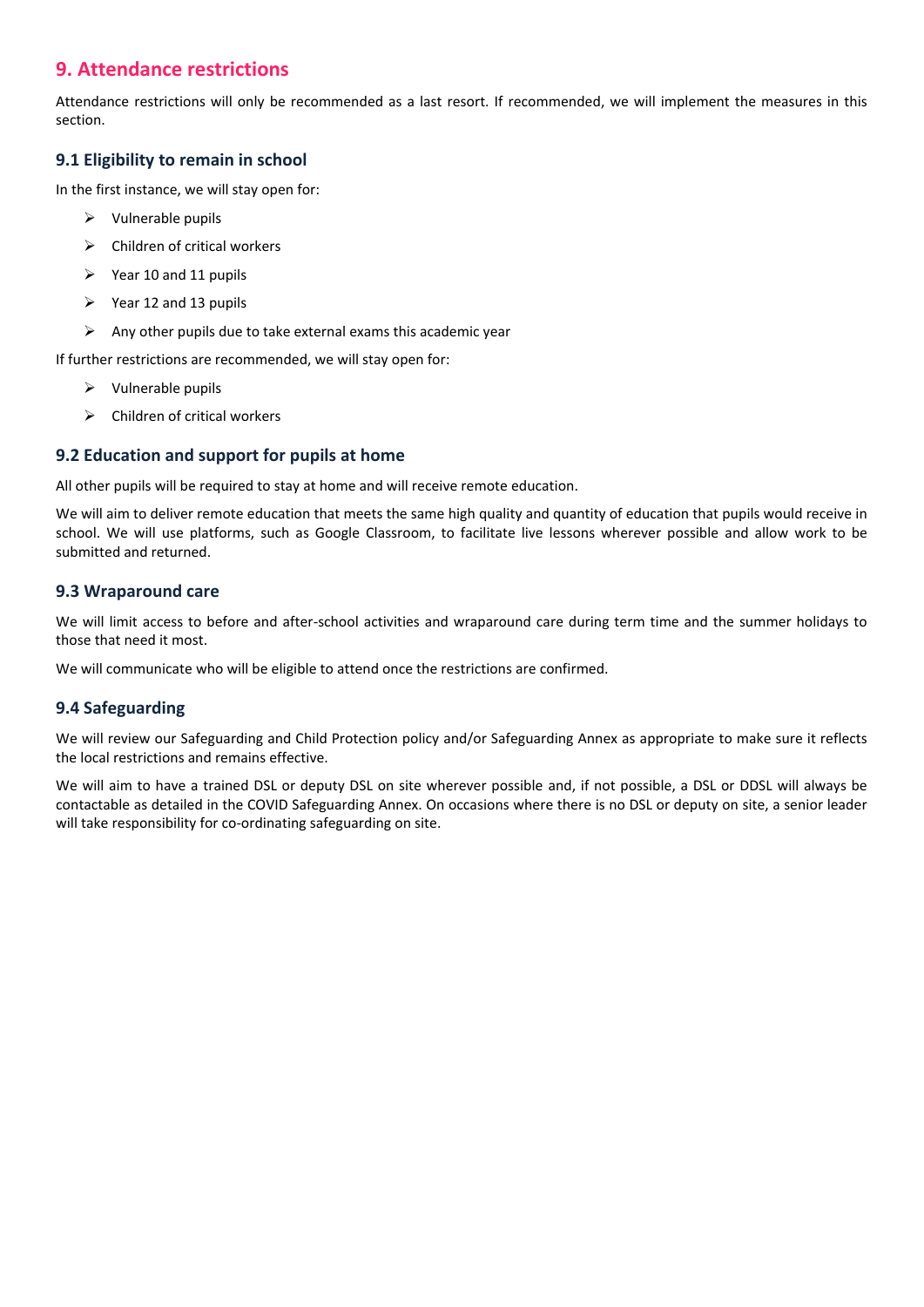## 9. Attendance restrictions

Attendance restrictions will only be recommended as a last resort. If recommended, we will implement the measures in this section.

### 9.1 Eligibility to remain in school

In the first instance, we will stay open for:

- Vulnerable pupils
- Children of critical workers
- Year 10 and 11 pupils
- Year 12 and 13 pupils
- Any other pupils due to take external exams this academic year

If further restrictions are recommended, we will stay open for:

- Vulnerable pupils
- Children of critical workers

### 9.2 Education and support for pupils at home

All other pupils will be required to stay at home and will receive remote education.

We will aim to deliver remote education that meets the same high quality and quantity of education that pupils would receive in school. We will use platforms, such as Google Classroom, to facilitate live lessons wherever possible and allow work to be submitted and returned.

### 9.3 Wraparound care

We will limit access to before and after-school activities and wraparound care during term time and the summer holidays to those that need it most.

We will communicate who will be eligible to attend once the restrictions are confirmed.

### 9.4 Safeguarding

We will review our Safeguarding and Child Protection policy and/or Safeguarding Annex as appropriate to make sure it reflects the local restrictions and remains effective.

We will aim to have a trained DSL or deputy DSL on site wherever possible and, if not possible, a DSL or DDSL will always be contactable as detailed in the COVID Safeguarding Annex. On occasions where there is no DSL or deputy on site, a senior leader will take responsibility for co-ordinating safeguarding on site.